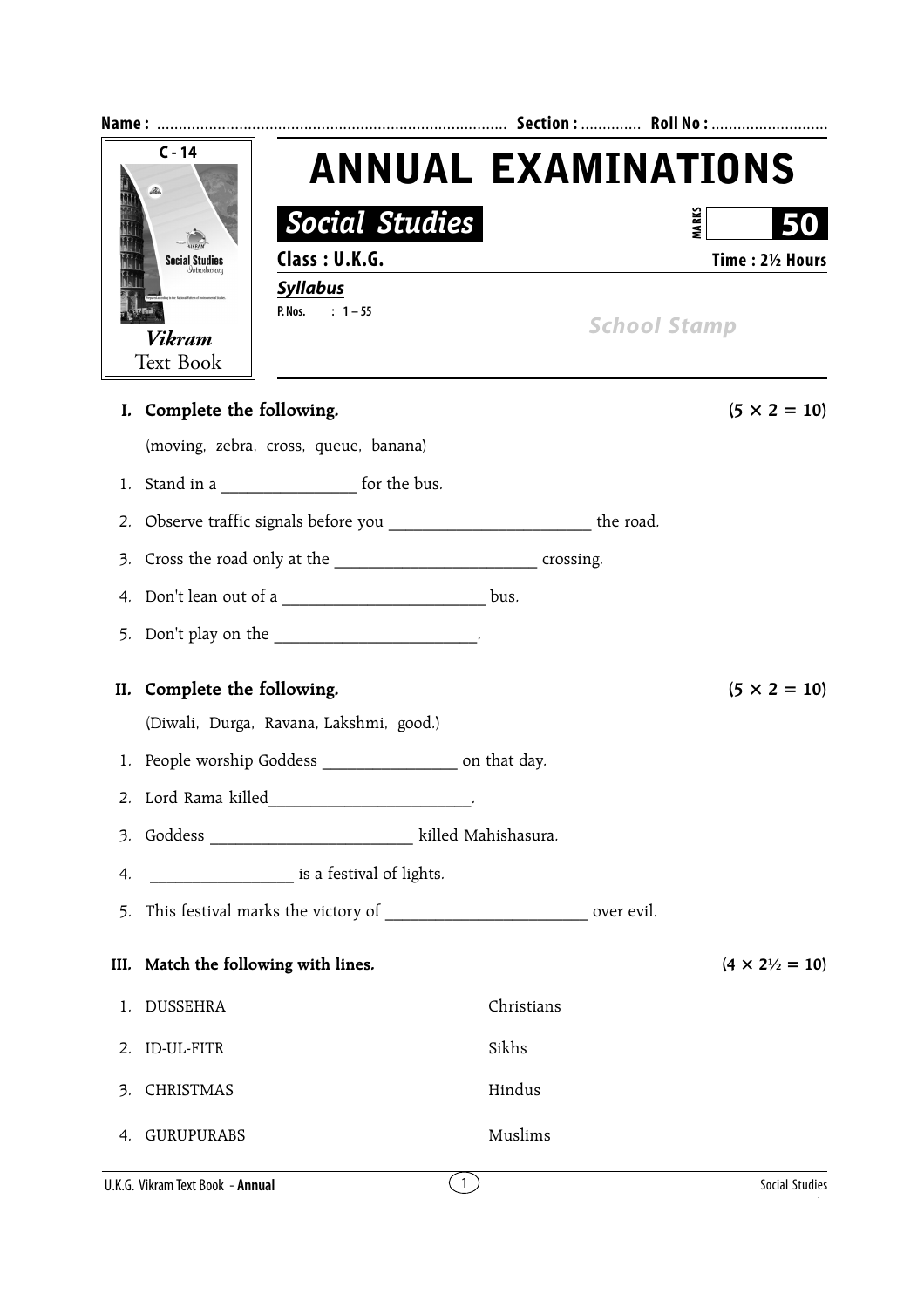Name : ................................................................................ Section : ............. Roll No : ...........................

C - 14

Social Studies

*Vikram* Text Book

# ANNUAL EXAMINATIONS

## *Social Studies*

MARKS **50**

**Class : U.K.G.** **Time : 2½ Hours**

***Syllabus***

P. Nos. : 1 – 55

*School Stamp*

**I. Complete the following.** **(5 × 2 = 10)**

(moving, zebra, cross, queue, banana)

1. Stand in a _______________ for the bus.
2. Observe traffic signals before you ______________________ the road.
3. Cross the road only at the ______________________ crossing.
4. Don't lean out of a ______________________ bus.
5. Don't play on the ______________________.

**II. Complete the following.** **(5 × 2 = 10)**

(Diwali, Durga, Ravana, Lakshmi, good.)

1. People worship Goddess _______________ on that day.
2. Lord Rama killed______________________.
3. Goddess ______________________ killed Mahishasura.
4. ________________ is a festival of lights.
5. This festival marks the victory of ______________________ over evil.

**III. Match the following with lines.** **(4 × 2½ = 10)**

| | |
|---|---|
| 1. DUSSEHRA | Christians |
| 2. ID-UL-FITR | Sikhs |
| 3. CHRISTMAS | Hindus |
| 4. GURUPURABS | Muslims |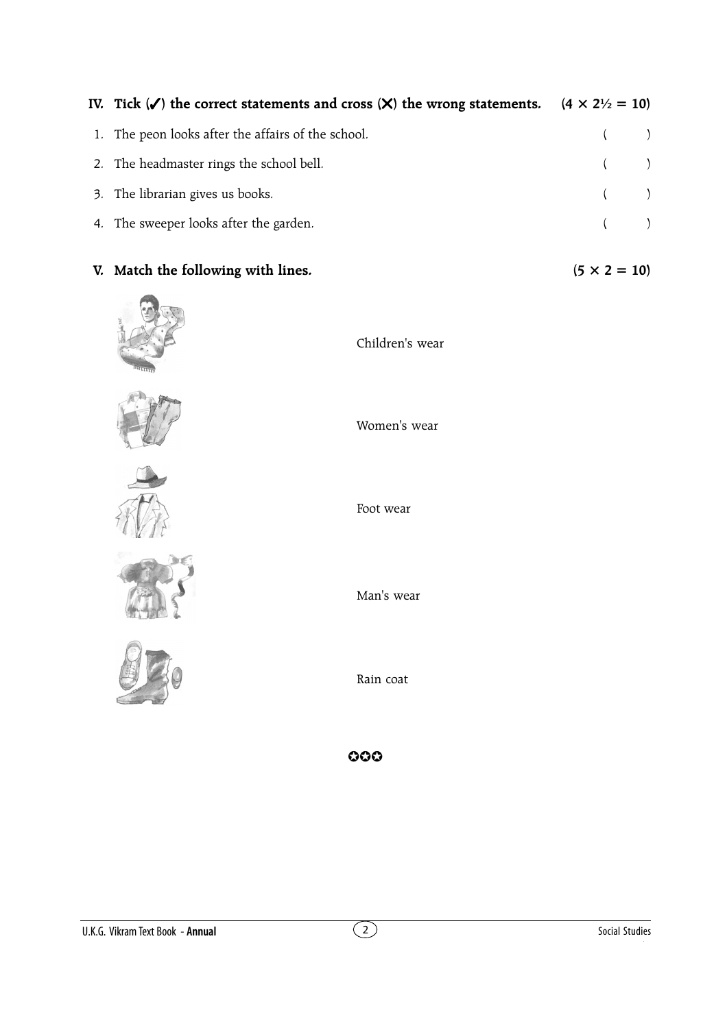## IV. Tick (✓) the correct statements and cross (✗) the wrong statements. (4 × 2½ = 10)

1. The peon looks after the affairs of the school. (   )
2. The headmaster rings the school bell. (   )
3. The librarian gives us books. (   )
4. The sweeper looks after the garden. (   )

## V. Match the following with lines. (5 × 2 = 10)

Children's wear

Women's wear

Foot wear

Man's wear

Rain coat

✪✪✪